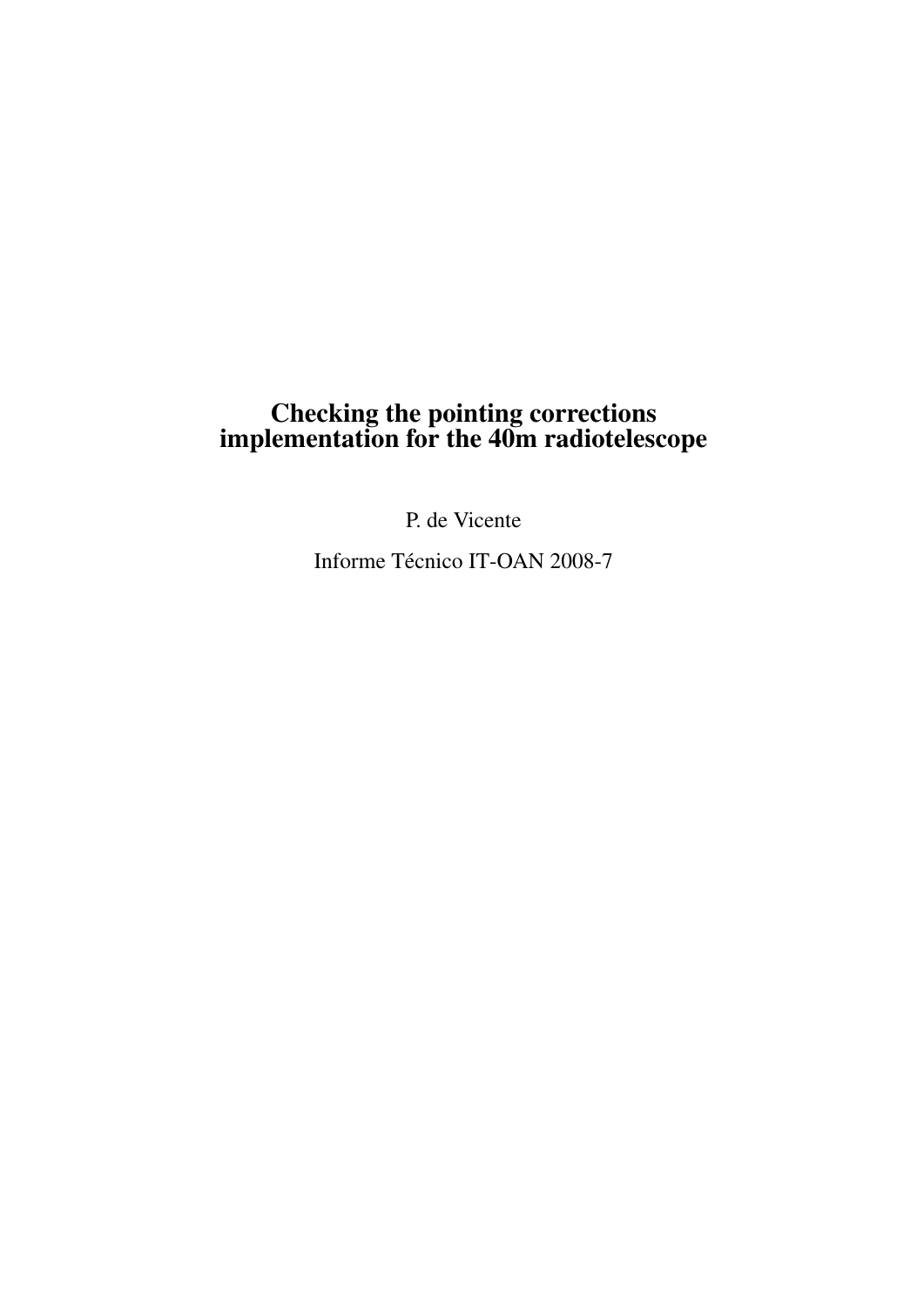# Checking the pointing corrections implementation for the 40m radiotelescope

P. de Vicente

Informe Técnico IT-OAN 2008-7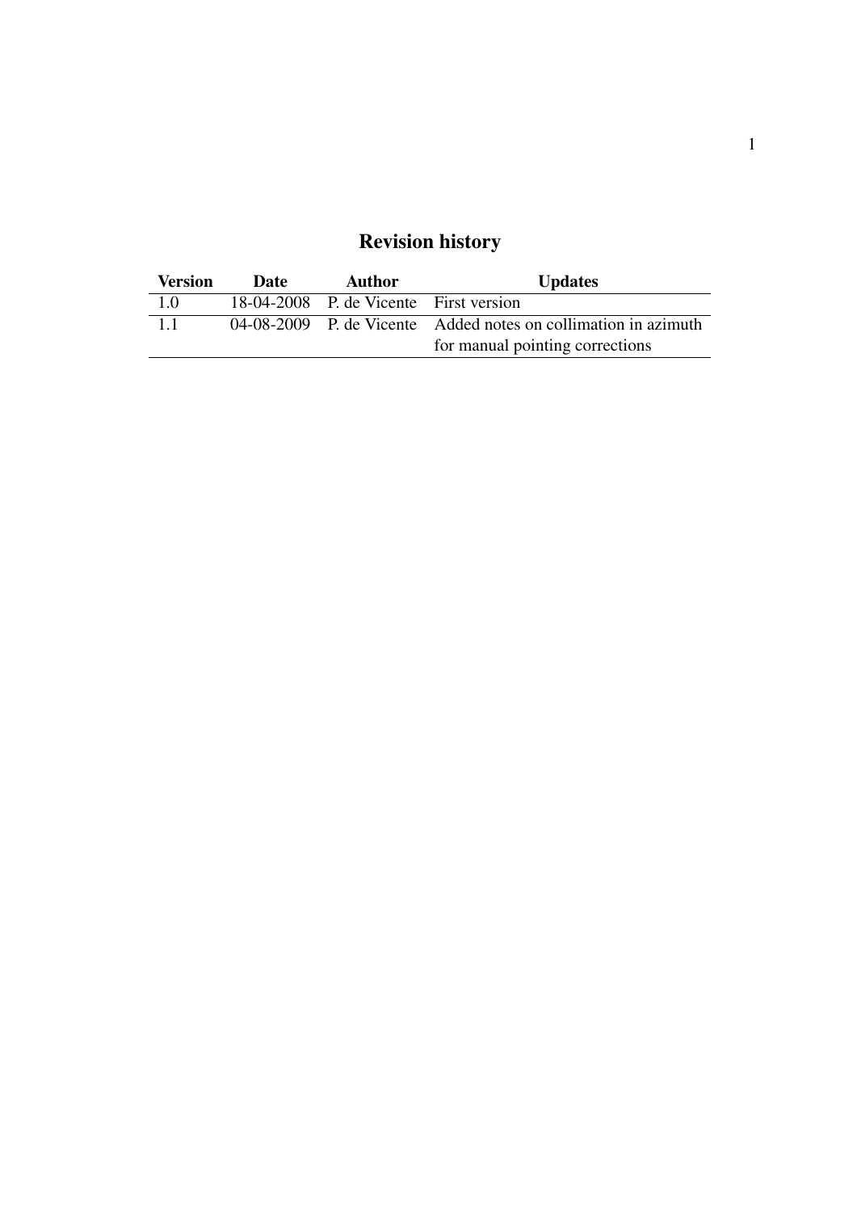# Revision history

| Version | Date | Author | Updates |
|---|---|---|---|
| 1.0 | 18-04-2008 | P. de Vicente | First version |
| 1.1 | 04-08-2009 | P. de Vicente | Added notes on collimation in azimuth for manual pointing corrections |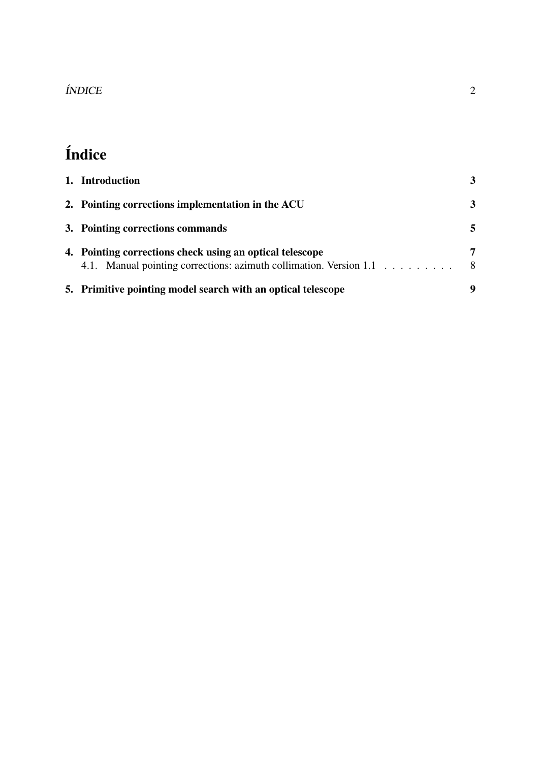# Índice

**1. Introduction** **3**

**2. Pointing corrections implementation in the ACU** **3**

**3. Pointing corrections commands** **5**

**4. Pointing corrections check using an optical telescope** **7**

4.1. Manual pointing corrections: azimuth collimation. Version 1.1 . . . . . . . . . 8

**5. Primitive pointing model search with an optical telescope** **9**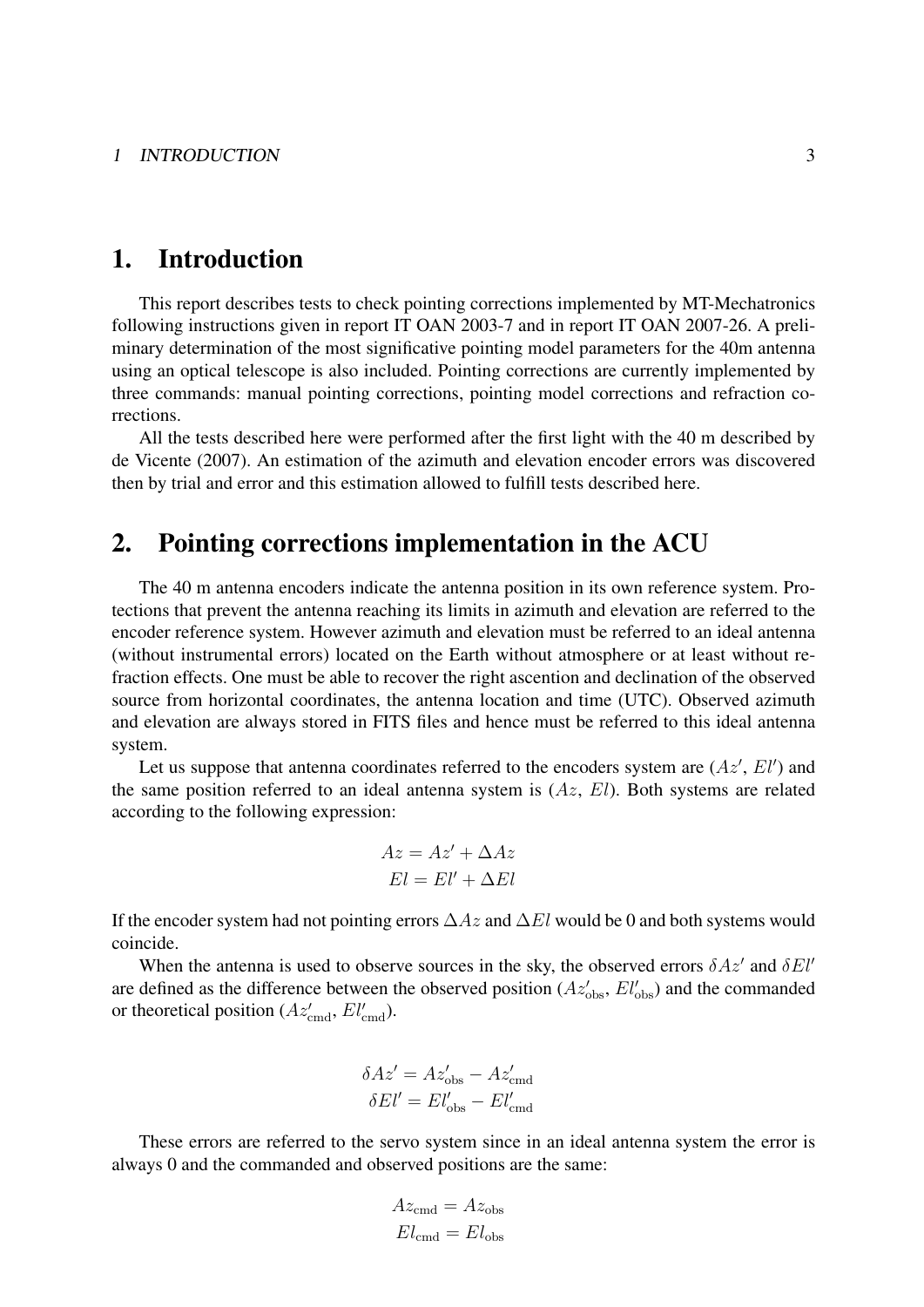# 1. Introduction

This report describes tests to check pointing corrections implemented by MT-Mechatronics following instructions given in report IT OAN 2003-7 and in report IT OAN 2007-26. A preliminary determination of the most significative pointing model parameters for the 40m antenna using an optical telescope is also included. Pointing corrections are currently implemented by three commands: manual pointing corrections, pointing model corrections and refraction corrections.

All the tests described here were performed after the first light with the 40 m described by de Vicente (2007). An estimation of the azimuth and elevation encoder errors was discovered then by trial and error and this estimation allowed to fulfill tests described here.

# 2. Pointing corrections implementation in the ACU

The 40 m antenna encoders indicate the antenna position in its own reference system. Protections that prevent the antenna reaching its limits in azimuth and elevation are referred to the encoder reference system. However azimuth and elevation must be referred to an ideal antenna (without instrumental errors) located on the Earth without atmosphere or at least without refraction effects. One must be able to recover the right ascention and declination of the observed source from horizontal coordinates, the antenna location and time (UTC). Observed azimuth and elevation are always stored in FITS files and hence must be referred to this ideal antenna system.

Let us suppose that antenna coordinates referred to the encoders system are ($Az'$, $El'$) and the same position referred to an ideal antenna system is ($Az$, $El$). Both systems are related according to the following expression:

$$Az = Az' + \Delta Az$$
$$El = El' + \Delta El$$

If the encoder system had not pointing errors $\Delta Az$ and $\Delta El$ would be 0 and both systems would coincide.

When the antenna is used to observe sources in the sky, the observed errors $\delta Az'$ and $\delta El'$ are defined as the difference between the observed position ($Az'_{\rm obs}$, $El'_{\rm obs}$) and the commanded or theoretical position ($Az'_{\rm cmd}$, $El'_{\rm cmd}$).

$$\delta Az' = Az'_{\rm obs} - Az'_{\rm cmd}$$
$$\delta El' = El'_{\rm obs} - El'_{\rm cmd}$$

These errors are referred to the servo system since in an ideal antenna system the error is always 0 and the commanded and observed positions are the same:

$$Az_{\rm cmd} = Az_{\rm obs}$$
$$El_{\rm cmd} = El_{\rm obs}$$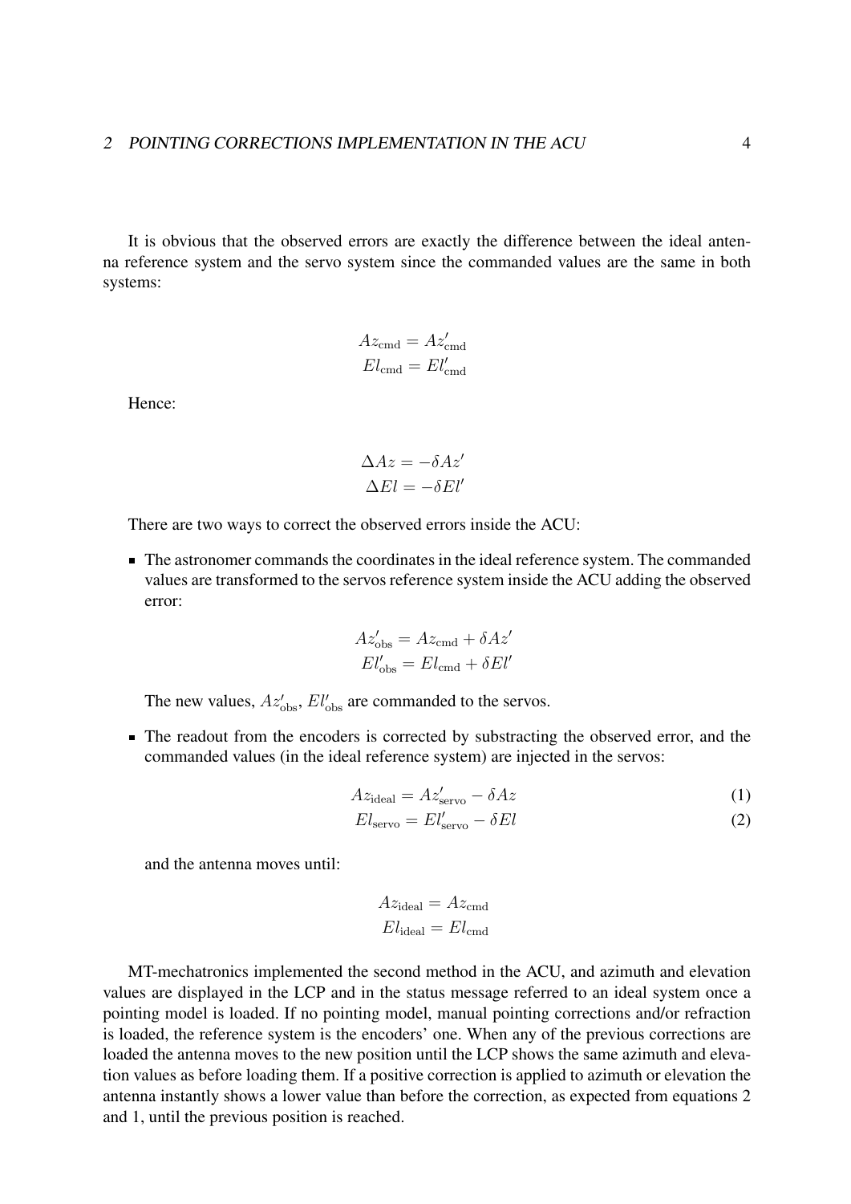It is obvious that the observed errors are exactly the difference between the ideal antenna reference system and the servo system since the commanded values are the same in both systems:

$$
\begin{aligned}
Az_{\text{cmd}} &= Az'_{\text{cmd}} \\
El_{\text{cmd}} &= El'_{\text{cmd}}
\end{aligned}
$$

Hence:

$$
\begin{aligned}
\Delta Az &= -\delta Az' \\
\Delta El &= -\delta El'
\end{aligned}
$$

There are two ways to correct the observed errors inside the ACU:

- The astronomer commands the coordinates in the ideal reference system. The commanded values are transformed to the servos reference system inside the ACU adding the observed error:

  $$
  \begin{aligned}
  Az'_{\text{obs}} &= Az_{\text{cmd}} + \delta Az' \\
  El'_{\text{obs}} &= El_{\text{cmd}} + \delta El'
  \end{aligned}
  $$

  The new values, $Az'_{\text{obs}}$, $El'_{\text{obs}}$ are commanded to the servos.

- The readout from the encoders is corrected by substracting the observed error, and the commanded values (in the ideal reference system) are injected in the servos:

  $$
  Az_{\text{ideal}} = Az'_{\text{servo}} - \delta Az \tag{1}
  $$

  $$
  El_{\text{servo}} = El'_{\text{servo}} - \delta El \tag{2}
  $$

  and the antenna moves until:

  $$
  \begin{aligned}
  Az_{\text{ideal}} &= Az_{\text{cmd}} \\
  El_{\text{ideal}} &= El_{\text{cmd}}
  \end{aligned}
  $$

MT-mechatronics implemented the second method in the ACU, and azimuth and elevation values are displayed in the LCP and in the status message referred to an ideal system once a pointing model is loaded. If no pointing model, manual pointing corrections and/or refraction is loaded, the reference system is the encoders' one. When any of the previous corrections are loaded the antenna moves to the new position until the LCP shows the same azimuth and elevation values as before loading them. If a positive correction is applied to azimuth or elevation the antenna instantly shows a lower value than before the correction, as expected from equations 2 and 1, until the previous position is reached.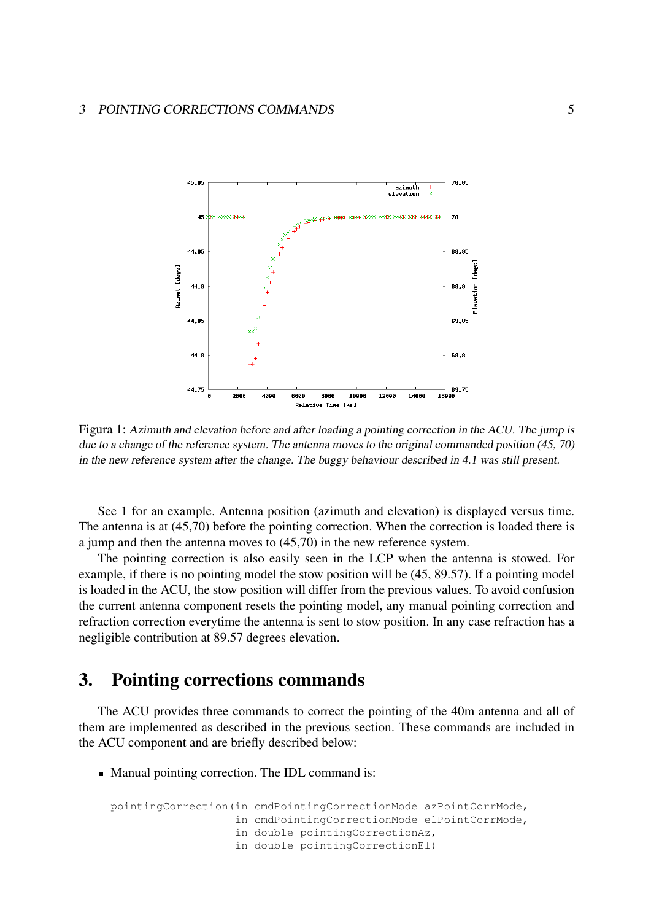Figura 1: *Azimuth and elevation before and after loading a pointing correction in the ACU. The jump is due to a change of the reference system. The antenna moves to the original commanded position (45, 70) in the new reference system after the change. The buggy behaviour described in 4.1 was still present.*

See 1 for an example. Antenna position (azimuth and elevation) is displayed versus time. The antenna is at (45,70) before the pointing correction. When the correction is loaded there is a jump and then the antenna moves to (45,70) in the new reference system.

The pointing correction is also easily seen in the LCP when the antenna is stowed. For example, if there is no pointing model the stow position will be (45, 89.57). If a pointing model is loaded in the ACU, the stow position will differ from the previous values. To avoid confusion the current antenna component resets the pointing model, any manual pointing correction and refraction correction everytime the antenna is sent to stow position. In any case refraction has a negligible contribution at 89.57 degrees elevation.

# 3. Pointing corrections commands

The ACU provides three commands to correct the pointing of the 40m antenna and all of them are implemented as described in the previous section. These commands are included in the ACU component and are briefly described below:

- Manual pointing correction. The IDL command is:

```
pointingCorrection(in cmdPointingCorrectionMode azPointCorrMode,
                   in cmdPointingCorrectionMode elPointCorrMode,
                   in double pointingCorrectionAz,
                   in double pointingCorrectionEl)
```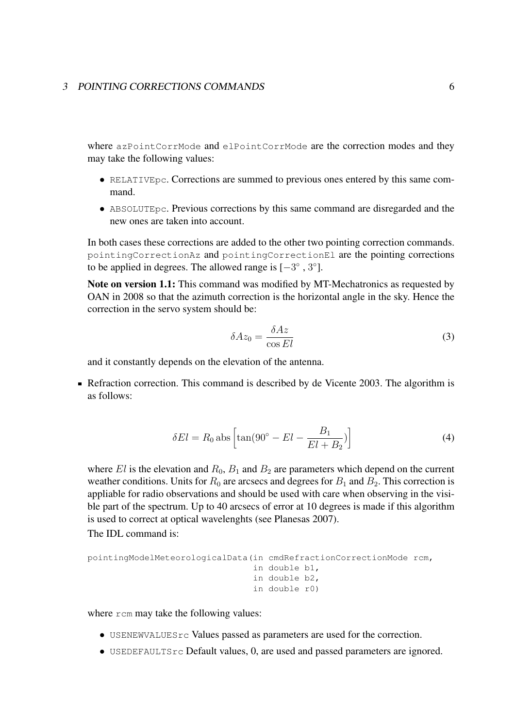where `azPointCorrMode` and `elPointCorrMode` are the correction modes and they may take the following values:

- `RELATIVEpc`. Corrections are summed to previous ones entered by this same command.
- `ABSOLUTEpc`. Previous corrections by this same command are disregarded and the new ones are taken into account.

In both cases these corrections are added to the other two pointing correction commands. `pointingCorrectionAz` and `pointingCorrectionEl` are the pointing corrections to be applied in degrees. The allowed range is $[-3^\circ, 3^\circ]$.

**Note on version 1.1:** This command was modified by MT-Mechatronics as requested by OAN in 2008 so that the azimuth correction is the horizontal angle in the sky. Hence the correction in the servo system should be:

$$\delta Az_0 = \frac{\delta Az}{\cos El} \tag{3}$$

and it constantly depends on the elevation of the antenna.

- Refraction correction. This command is described by de Vicente 2003. The algorithm is as follows:

$$\delta El = R_0 \,\mathrm{abs}\left[\tan(90^\circ - El - \frac{B_1}{El + B_2})\right] \tag{4}$$

  where $El$ is the elevation and $R_0$, $B_1$ and $B_2$ are parameters which depend on the current weather conditions. Units for $R_0$ are arcsecs and degrees for $B_1$ and $B_2$. This correction is appliable for radio observations and should be used with care when observing in the visible part of the spectrum. Up to 40 arcsecs of error at 10 degrees is made if this algorithm is used to correct at optical wavelenghts (see Planesas 2007).

  The IDL command is:

```
pointingModelMeteorologicalData(in cmdRefractionCorrectionMode rcm,
                                in double b1,
                                in double b2,
                                in double r0)
```

  where `rcm` may take the following values:

  - `USENEWVALUESrc` Values passed as parameters are used for the correction.
  - `USEDEFAULTSrc` Default values, 0, are used and passed parameters are ignored.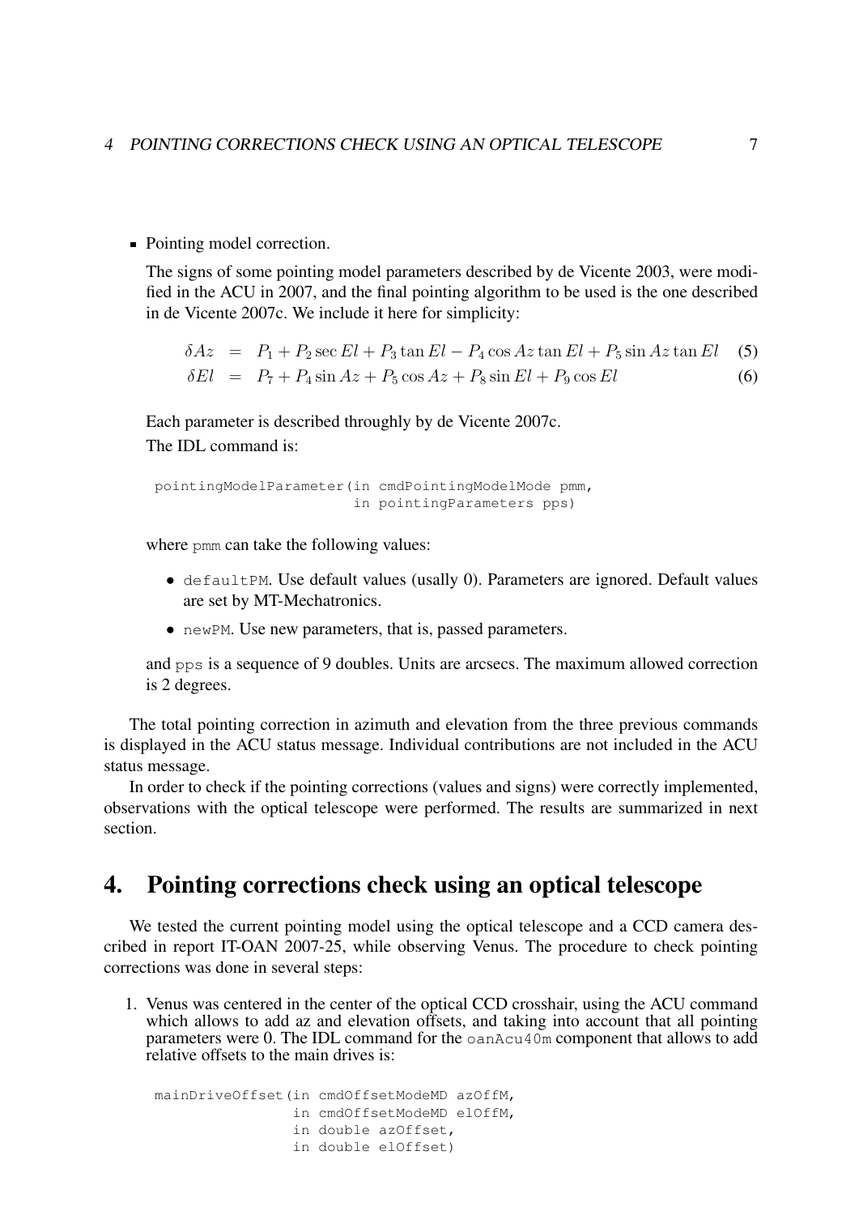- Pointing model correction.

  The signs of some pointing model parameters described by de Vicente 2003, were modified in the ACU in 2007, and the final pointing algorithm to be used is the one described in de Vicente 2007c. We include it here for simplicity:

$$\delta Az = P_1 + P_2 \sec El + P_3 \tan El - P_4 \cos Az \tan El + P_5 \sin Az \tan El \quad (5)$$

$$\delta El = P_7 + P_4 \sin Az + P_5 \cos Az + P_8 \sin El + P_9 \cos El \quad (6)$$

  Each parameter is described throughly by de Vicente 2007c.

  The IDL command is:

```
pointingModelParameter(in cmdPointingModelMode pmm,
                       in pointingParameters pps)
```

  where `pmm` can take the following values:

  - `defaultPM`. Use default values (usally 0). Parameters are ignored. Default values are set by MT-Mechatronics.
  - `newPM`. Use new parameters, that is, passed parameters.

  and `pps` is a sequence of 9 doubles. Units are arcsecs. The maximum allowed correction is 2 degrees.

The total pointing correction in azimuth and elevation from the three previous commands is displayed in the ACU status message. Individual contributions are not included in the ACU status message.

In order to check if the pointing corrections (values and signs) were correctly implemented, observations with the optical telescope were performed. The results are summarized in next section.

# 4. Pointing corrections check using an optical telescope

We tested the current pointing model using the optical telescope and a CCD camera described in report IT-OAN 2007-25, while observing Venus. The procedure to check pointing corrections was done in several steps:

1. Venus was centered in the center of the optical CCD crosshair, using the ACU command which allows to add az and elevation offsets, and taking into account that all pointing parameters were 0. The IDL command for the `oanAcu40m` component that allows to add relative offsets to the main drives is:

```
mainDriveOffset(in cmdOffsetModeMD azOffM,
                in cmdOffsetModeMD elOffM,
                in double azOffset,
                in double elOffset)
```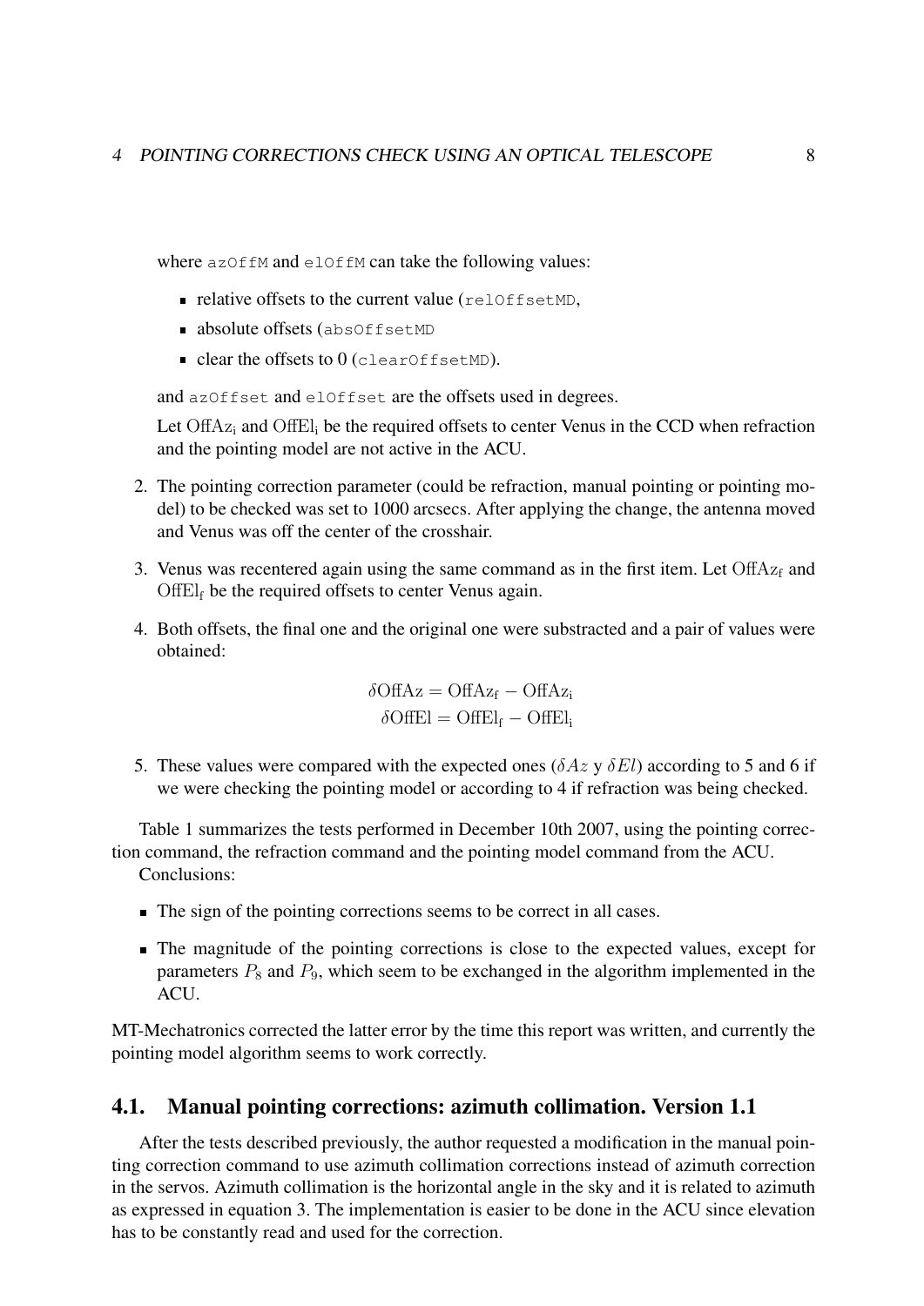where `azOffM` and `elOffM` can take the following values:

- relative offsets to the current value (`relOffsetMD`,
- absolute offsets (`absOffsetMD`
- clear the offsets to 0 (`clearOffsetMD`).

and `azOffset` and `elOffset` are the offsets used in degrees.

Let $\mathrm{OffAz_i}$ and $\mathrm{OffEl_i}$ be the required offsets to center Venus in the CCD when refraction and the pointing model are not active in the ACU.

2. The pointing correction parameter (could be refraction, manual pointing or pointing model) to be checked was set to 1000 arcsecs. After applying the change, the antenna moved and Venus was off the center of the crosshair.

3. Venus was recentered again using the same command as in the first item. Let $\mathrm{OffAz_f}$ and $\mathrm{OffEl_f}$ be the required offsets to center Venus again.

4. Both offsets, the final one and the original one were substracted and a pair of values were obtained:

$$\delta\mathrm{OffAz} = \mathrm{OffAz_f} - \mathrm{OffAz_i}$$
$$\delta\mathrm{OffEl} = \mathrm{OffEl_f} - \mathrm{OffEl_i}$$

5. These values were compared with the expected ones ($\delta Az$ y $\delta El$) according to 5 and 6 if we were checking the pointing model or according to 4 if refraction was being checked.

Table 1 summarizes the tests performed in December 10th 2007, using the pointing correction command, the refraction command and the pointing model command from the ACU.

Conclusions:

- The sign of the pointing corrections seems to be correct in all cases.
- The magnitude of the pointing corrections is close to the expected values, except for parameters $P_8$ and $P_9$, which seem to be exchanged in the algorithm implemented in the ACU.

MT-Mechatronics corrected the latter error by the time this report was written, and currently the pointing model algorithm seems to work correctly.

## 4.1. Manual pointing corrections: azimuth collimation. Version 1.1

After the tests described previously, the author requested a modification in the manual pointing correction command to use azimuth collimation corrections instead of azimuth correction in the servos. Azimuth collimation is the horizontal angle in the sky and it is related to azimuth as expressed in equation 3. The implementation is easier to be done in the ACU since elevation has to be constantly read and used for the correction.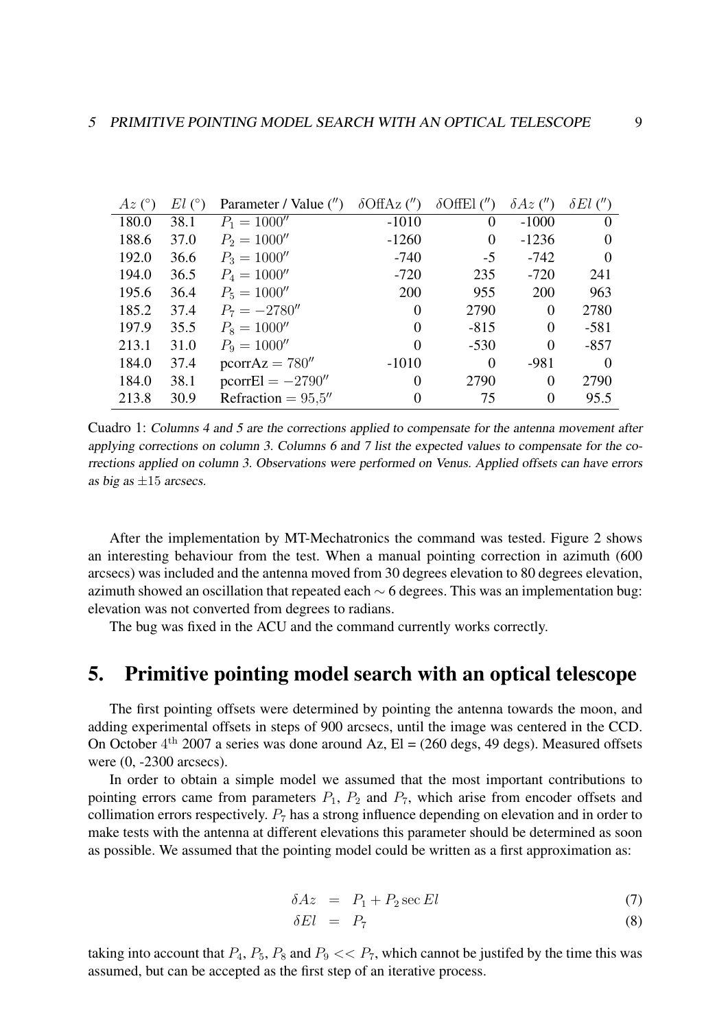| $Az$ (°) | $El$ (°) | Parameter / Value (″) | $\delta$OffAz (″) | $\delta$OffEl (″) | $\delta Az$ (″) | $\delta El$ (″) |
|---|---|---|---|---|---|---|
| 180.0 | 38.1 | $P_1 = 1000''$ | -1010 | 0 | -1000 | 0 |
| 188.6 | 37.0 | $P_2 = 1000''$ | -1260 | 0 | -1236 | 0 |
| 192.0 | 36.6 | $P_3 = 1000''$ | -740 | -5 | -742 | 0 |
| 194.0 | 36.5 | $P_4 = 1000''$ | -720 | 235 | -720 | 241 |
| 195.6 | 36.4 | $P_5 = 1000''$ | 200 | 955 | 200 | 963 |
| 185.2 | 37.4 | $P_7 = -2780''$ | 0 | 2790 | 0 | 2780 |
| 197.9 | 35.5 | $P_8 = 1000''$ | 0 | -815 | 0 | -581 |
| 213.1 | 31.0 | $P_9 = 1000''$ | 0 | -530 | 0 | -857 |
| 184.0 | 37.4 | pcorrAz $= 780''$ | -1010 | 0 | -981 | 0 |
| 184.0 | 38.1 | pcorrEl $= -2790''$ | 0 | 2790 | 0 | 2790 |
| 213.8 | 30.9 | Refraction $= 95{,}5''$ | 0 | 75 | 0 | 95.5 |

Cuadro 1: *Columns 4 and 5 are the corrections applied to compensate for the antenna movement after applying corrections on column 3. Columns 6 and 7 list the expected values to compensate for the corrections applied on column 3. Observations were performed on Venus. Applied offsets can have errors as big as $\pm 15$ arcsecs.*

After the implementation by MT-Mechatronics the command was tested. Figure 2 shows an interesting behaviour from the test. When a manual pointing correction in azimuth (600 arcsecs) was included and the antenna moved from 30 degrees elevation to 80 degrees elevation, azimuth showed an oscillation that repeated each $\sim 6$ degrees. This was an implementation bug: elevation was not converted from degrees to radians.

The bug was fixed in the ACU and the command currently works correctly.

## 5. Primitive pointing model search with an optical telescope

The first pointing offsets were determined by pointing the antenna towards the moon, and adding experimental offsets in steps of 900 arcsecs, until the image was centered in the CCD. On October $4^{\text{th}}$ 2007 a series was done around Az, El = (260 degs, 49 degs). Measured offsets were (0, -2300 arcsecs).

In order to obtain a simple model we assumed that the most important contributions to pointing errors came from parameters $P_1$, $P_2$ and $P_7$, which arise from encoder offsets and collimation errors respectively. $P_7$ has a strong influence depending on elevation and in order to make tests with the antenna at different elevations this parameter should be determined as soon as possible. We assumed that the pointing model could be written as a first approximation as:

$$\delta Az = P_1 + P_2 \sec El \quad (7)$$

$$\delta El = P_7 \quad (8)$$

taking into account that $P_4$, $P_5$, $P_8$ and $P_9 << P_7$, which cannot be justifed by the time this was assumed, but can be accepted as the first step of an iterative process.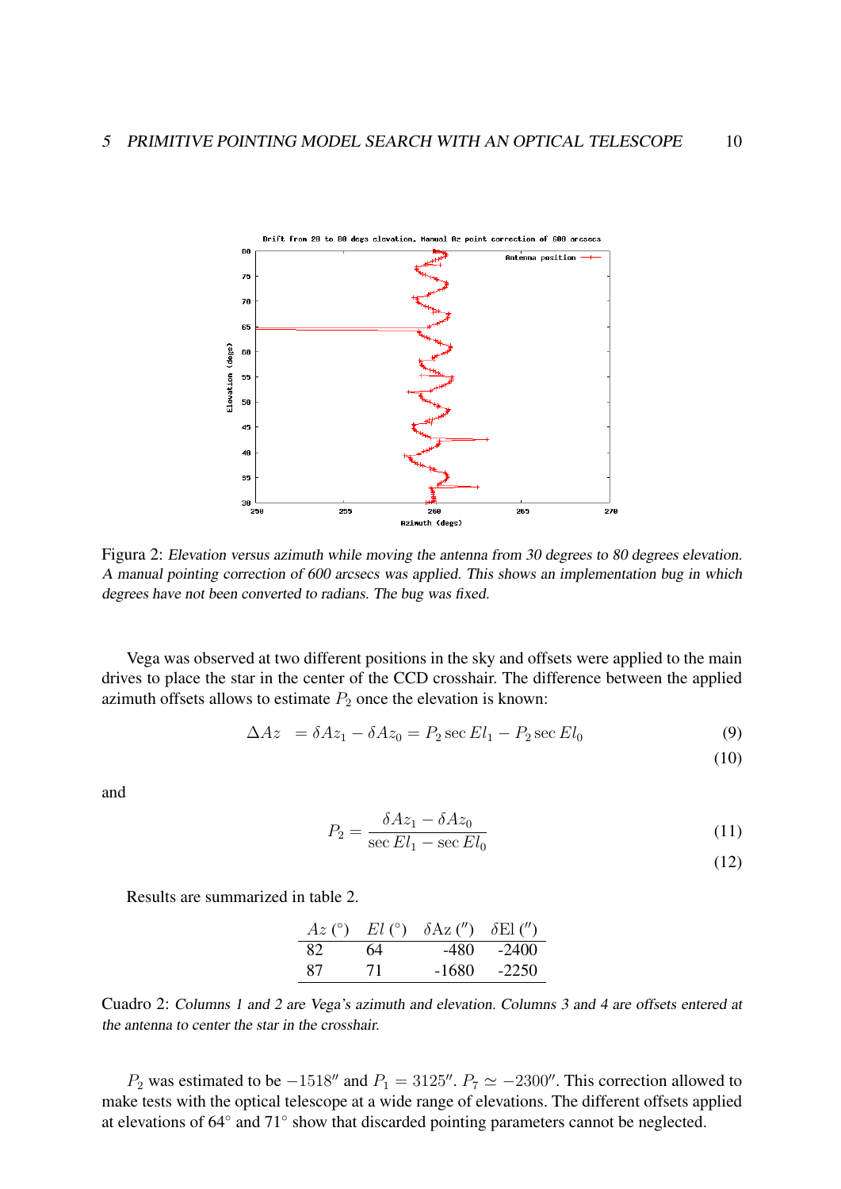Figura 2: *Elevation versus azimuth while moving the antenna from 30 degrees to 80 degrees elevation. A manual pointing correction of 600 arcsecs was applied. This shows an implementation bug in which degrees have not been converted to radians. The bug was fixed.*

Vega was observed at two different positions in the sky and offsets were applied to the main drives to place the star in the center of the CCD crosshair. The difference between the applied azimuth offsets allows to estimate $P_2$ once the elevation is known:

$$\Delta Az \ = \delta Az_1 - \delta Az_0 = P_2 \sec El_1 - P_2 \sec El_0 \tag{9}$$

$$\tag{10}$$

and

$$P_2 = \frac{\delta Az_1 - \delta Az_0}{\sec El_1 - \sec El_0} \tag{11}$$

$$\tag{12}$$

Results are summarized in table 2.

| $Az$ (°) | $El$ (°) | δAz (″) | δEl (″) |
|---|---|---|---|
| 82 | 64 | -480 | -2400 |
| 87 | 71 | -1680 | -2250 |

Cuadro 2: *Columns 1 and 2 are Vega's azimuth and elevation. Columns 3 and 4 are offsets entered at the antenna to center the star in the crosshair.*

$P_2$ was estimated to be $-1518''$ and $P_1 = 3125''$. $P_7 \simeq -2300''$. This correction allowed to make tests with the optical telescope at a wide range of elevations. The different offsets applied at elevations of $64^\circ$ and $71^\circ$ show that discarded pointing parameters cannot be neglected.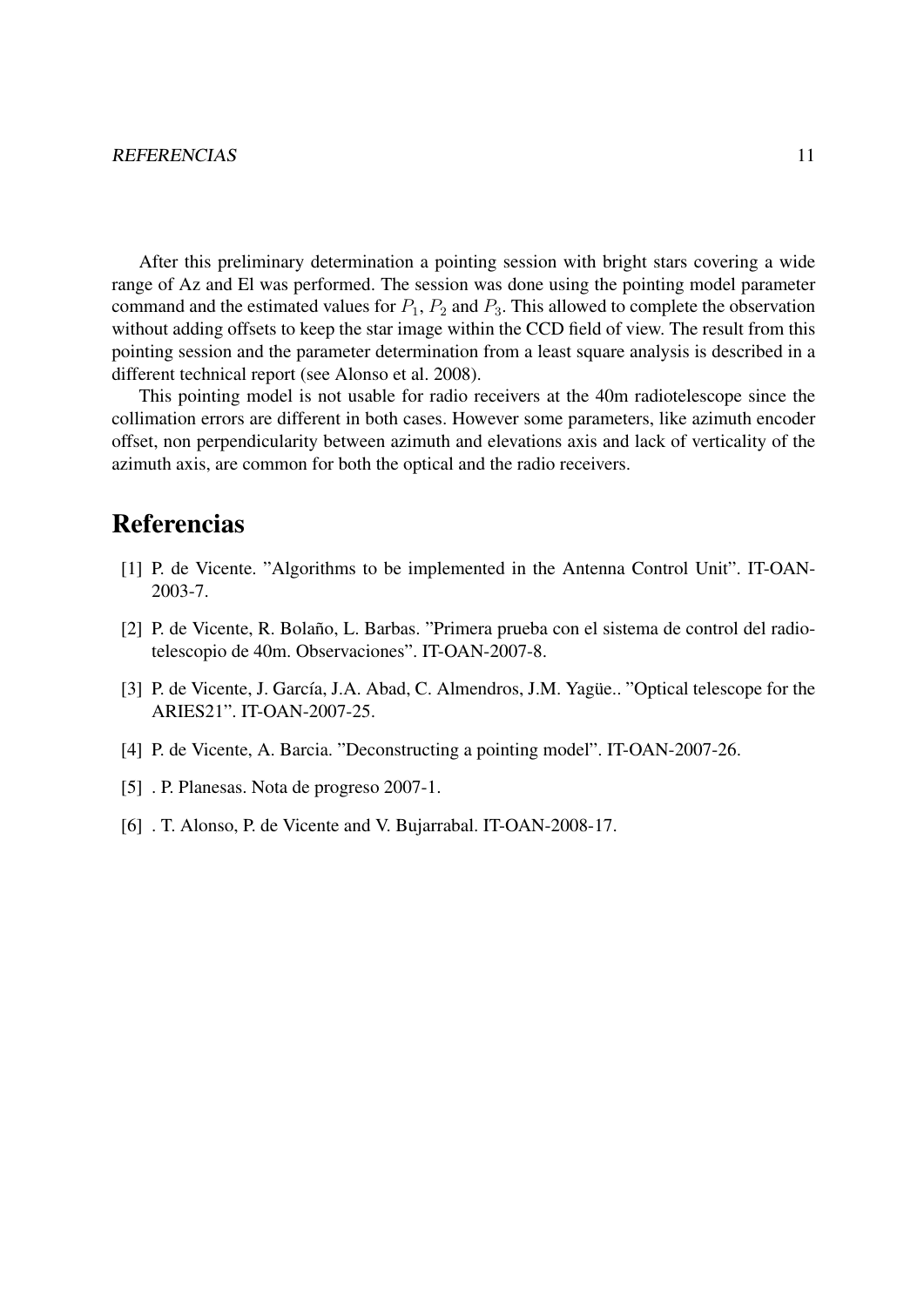After this preliminary determination a pointing session with bright stars covering a wide range of Az and El was performed. The session was done using the pointing model parameter command and the estimated values for $P_1$, $P_2$ and $P_3$. This allowed to complete the observation without adding offsets to keep the star image within the CCD field of view. The result from this pointing session and the parameter determination from a least square analysis is described in a different technical report (see Alonso et al. 2008).

This pointing model is not usable for radio receivers at the 40m radiotelescope since the collimation errors are different in both cases. However some parameters, like azimuth encoder offset, non perpendicularity between azimuth and elevations axis and lack of verticality of the azimuth axis, are common for both the optical and the radio receivers.

# Referencias

[1] P. de Vicente. "Algorithms to be implemented in the Antenna Control Unit". IT-OAN-2003-7.

[2] P. de Vicente, R. Bolaño, L. Barbas. "Primera prueba con el sistema de control del radiotelescopio de 40m. Observaciones". IT-OAN-2007-8.

[3] P. de Vicente, J. García, J.A. Abad, C. Almendros, J.M. Yagüe.. "Optical telescope for the ARIES21". IT-OAN-2007-25.

[4] P. de Vicente, A. Barcia. "Deconstructing a pointing model". IT-OAN-2007-26.

[5] . P. Planesas. Nota de progreso 2007-1.

[6] . T. Alonso, P. de Vicente and V. Bujarrabal. IT-OAN-2008-17.